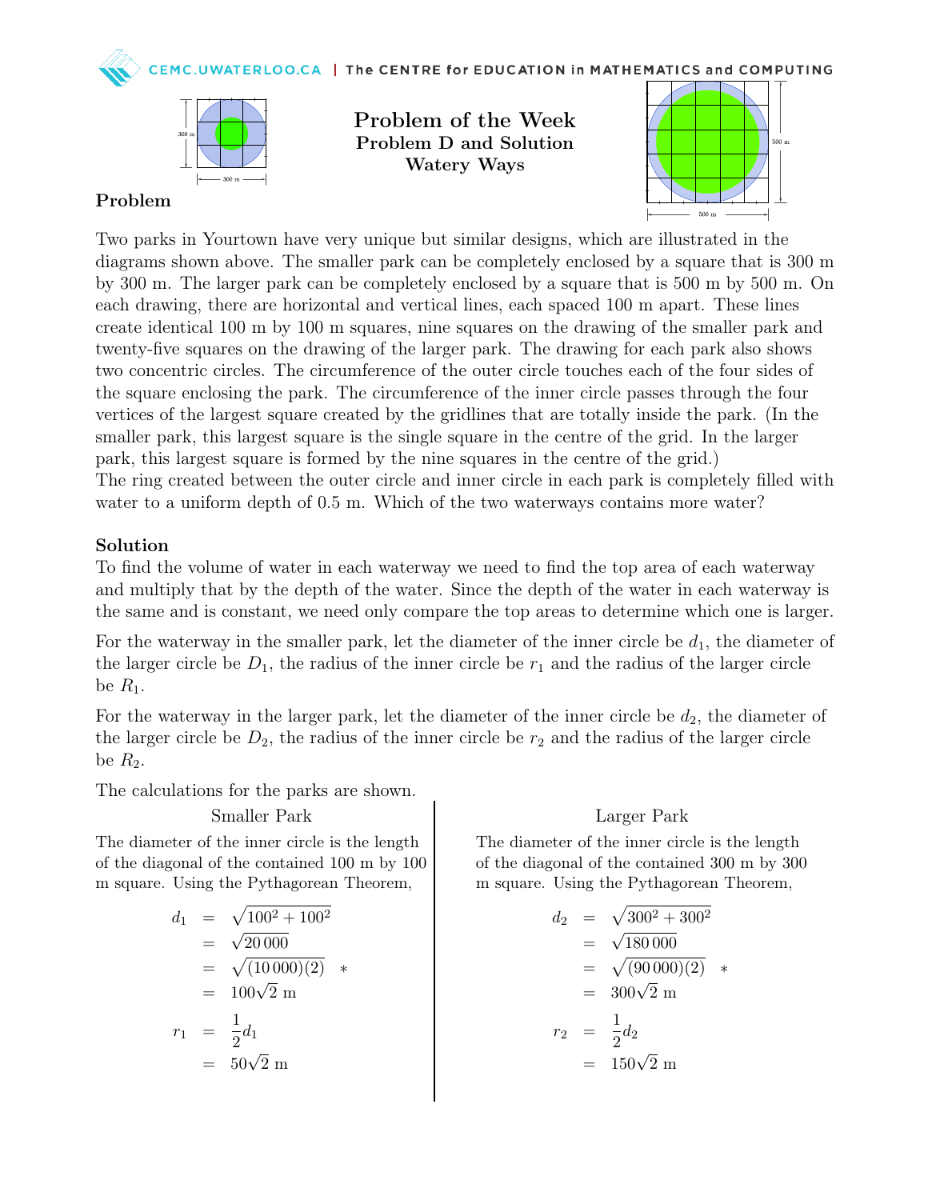# Problem of the Week
## Problem D and Solution
## Watery Ways

### Problem

Two parks in Yourtown have very unique but similar designs, which are illustrated in the diagrams shown above. The smaller park can be completely enclosed by a square that is 300 m by 300 m. The larger park can be completely enclosed by a square that is 500 m by 500 m. On each drawing, there are horizontal and vertical lines, each spaced 100 m apart. These lines create identical 100 m by 100 m squares, nine squares on the drawing of the smaller park and twenty-five squares on the drawing of the larger park. The drawing for each park also shows two concentric circles. The circumference of the outer circle touches each of the four sides of the square enclosing the park. The circumference of the inner circle passes through the four vertices of the largest square created by the gridlines that are totally inside the park. (In the smaller park, this largest square is the single square in the centre of the grid. In the larger park, this largest square is formed by the nine squares in the centre of the grid.)
The ring created between the outer circle and inner circle in each park is completely filled with water to a uniform depth of 0.5 m. Which of the two waterways contains more water?

### Solution

To find the volume of water in each waterway we need to find the top area of each waterway and multiply that by the depth of the water. Since the depth of the water in each waterway is the same and is constant, we need only compare the top areas to determine which one is larger.

For the waterway in the smaller park, let the diameter of the inner circle be $d_1$, the diameter of the larger circle be $D_1$, the radius of the inner circle be $r_1$ and the radius of the larger circle be $R_1$.

For the waterway in the larger park, let the diameter of the inner circle be $d_2$, the diameter of the larger circle be $D_2$, the radius of the inner circle be $r_2$ and the radius of the larger circle be $R_2$.

The calculations for the parks are shown.

**Smaller Park**

The diameter of the inner circle is the length of the diagonal of the contained 100 m by 100 m square. Using the Pythagorean Theorem,

$$\begin{aligned} d_1 &= \sqrt{100^2 + 100^2} \\ &= \sqrt{20\,000} \\ &= \sqrt{(10\,000)(2)} \quad * \\ &= 100\sqrt{2} \text{ m} \\ r_1 &= \frac{1}{2} d_1 \\ &= 50\sqrt{2} \text{ m} \end{aligned}$$

**Larger Park**

The diameter of the inner circle is the length of the diagonal of the contained 300 m by 300 m square. Using the Pythagorean Theorem,

$$\begin{aligned} d_2 &= \sqrt{300^2 + 300^2} \\ &= \sqrt{180\,000} \\ &= \sqrt{(90\,000)(2)} \quad * \\ &= 300\sqrt{2} \text{ m} \\ r_2 &= \frac{1}{2} d_2 \\ &= 150\sqrt{2} \text{ m} \end{aligned}$$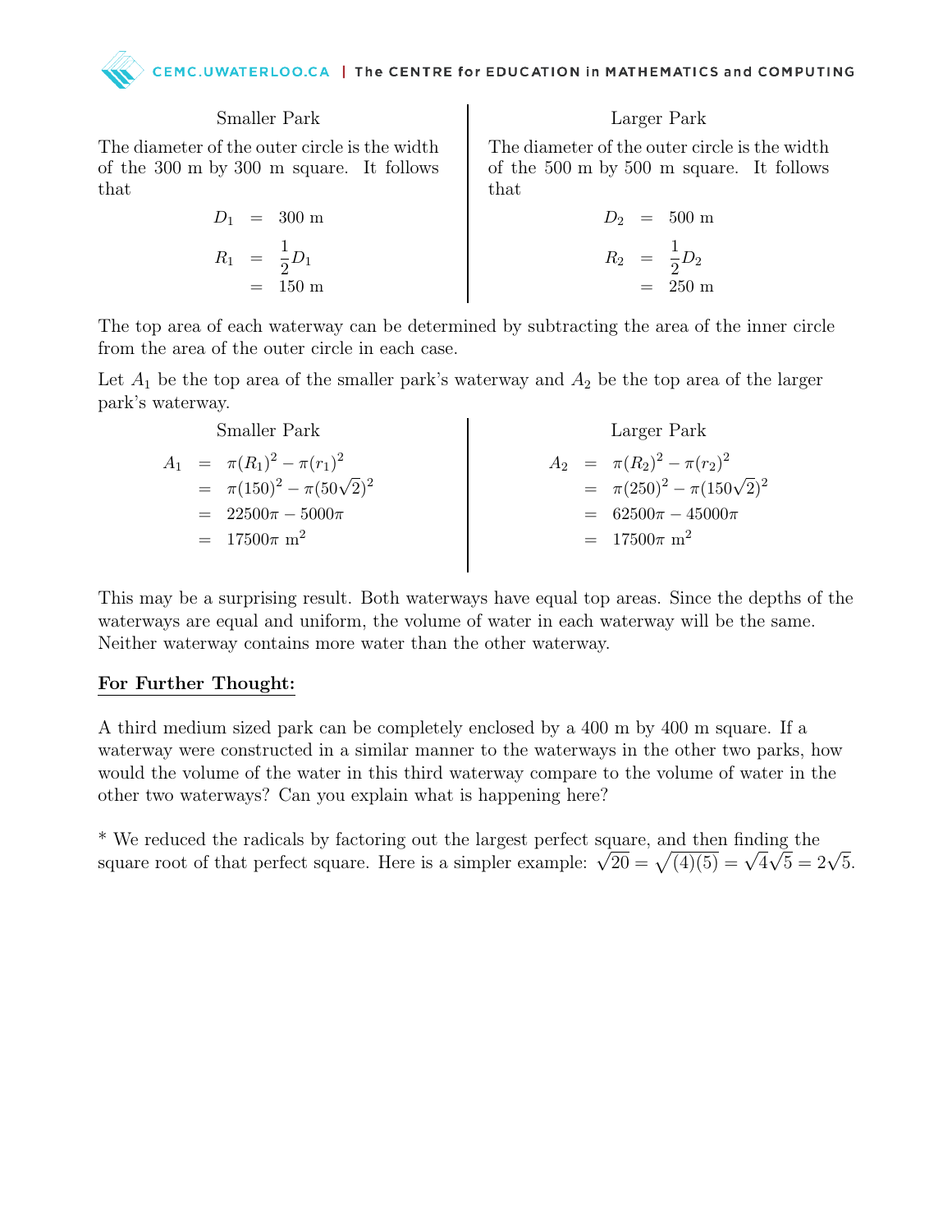Smaller Park

The diameter of the outer circle is the width of the 300 m by 300 m square. It follows that

$$
\begin{aligned}
D_1 &= 300 \text{ m} \\
R_1 &= \frac{1}{2}D_1 \\
&= 150 \text{ m}
\end{aligned}
$$

Larger Park

The diameter of the outer circle is the width of the 500 m by 500 m square. It follows that

$$
\begin{aligned}
D_2 &= 500 \text{ m} \\
R_2 &= \frac{1}{2}D_2 \\
&= 250 \text{ m}
\end{aligned}
$$

The top area of each waterway can be determined by subtracting the area of the inner circle from the area of the outer circle in each case.

Let $A_1$ be the top area of the smaller park's waterway and $A_2$ be the top area of the larger park's waterway.

Smaller Park

$$
\begin{aligned}
A_1 &= \pi(R_1)^2 - \pi(r_1)^2 \\
&= \pi(150)^2 - \pi(50\sqrt{2})^2 \\
&= 22500\pi - 5000\pi \\
&= 17500\pi \text{ m}^2
\end{aligned}
$$

Larger Park

$$
\begin{aligned}
A_2 &= \pi(R_2)^2 - \pi(r_2)^2 \\
&= \pi(250)^2 - \pi(150\sqrt{2})^2 \\
&= 62500\pi - 45000\pi \\
&= 17500\pi \text{ m}^2
\end{aligned}
$$

This may be a surprising result. Both waterways have equal top areas. Since the depths of the waterways are equal and uniform, the volume of water in each waterway will be the same. Neither waterway contains more water than the other waterway.

## For Further Thought:

A third medium sized park can be completely enclosed by a 400 m by 400 m square. If a waterway were constructed in a similar manner to the waterways in the other two parks, how would the volume of the water in this third waterway compare to the volume of water in the other two waterways? Can you explain what is happening here?

* We reduced the radicals by factoring out the largest perfect square, and then finding the square root of that perfect square. Here is a simpler example: $\sqrt{20} = \sqrt{(4)(5)} = \sqrt{4}\sqrt{5} = 2\sqrt{5}$.